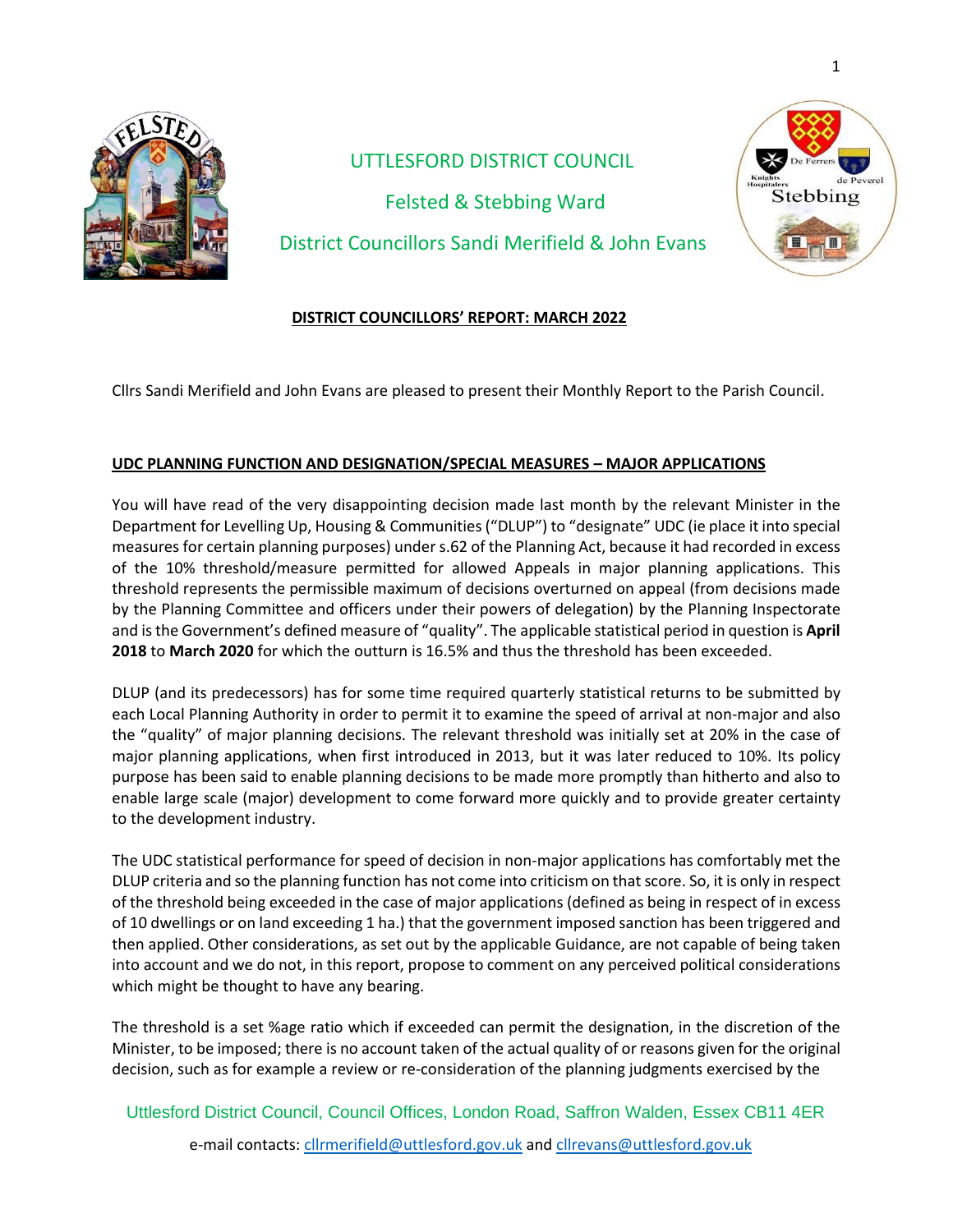UTTLESFORD DISTRICT COUNCIL

Felsted & Stebbing Ward

District Councillors Sandi Merifield & John Evans

## DISTRICT COUNCILLORS' REPORT: MARCH 2022

Cllrs Sandi Merifield and John Evans are pleased to present their Monthly Report to the Parish Council.

### UDC PLANNING FUNCTION AND DESIGNATION/SPECIAL MEASURES – MAJOR APPLICATIONS

You will have read of the very disappointing decision made last month by the relevant Minister in the Department for Levelling Up, Housing & Communities ("DLUP") to "designate" UDC (ie place it into special measures for certain planning purposes) under s.62 of the Planning Act, because it had recorded in excess of the 10% threshold/measure permitted for allowed Appeals in major planning applications. This threshold represents the permissible maximum of decisions overturned on appeal (from decisions made by the Planning Committee and officers under their powers of delegation) by the Planning Inspectorate and is the Government's defined measure of "quality". The applicable statistical period in question is **April 2018** to **March 2020** for which the outturn is 16.5% and thus the threshold has been exceeded.

DLUP (and its predecessors) has for some time required quarterly statistical returns to be submitted by each Local Planning Authority in order to permit it to examine the speed of arrival at non-major and also the "quality" of major planning decisions. The relevant threshold was initially set at 20% in the case of major planning applications, when first introduced in 2013, but it was later reduced to 10%. Its policy purpose has been said to enable planning decisions to be made more promptly than hitherto and also to enable large scale (major) development to come forward more quickly and to provide greater certainty to the development industry.

The UDC statistical performance for speed of decision in non-major applications has comfortably met the DLUP criteria and so the planning function has not come into criticism on that score. So, it is only in respect of the threshold being exceeded in the case of major applications (defined as being in respect of in excess of 10 dwellings or on land exceeding 1 ha.) that the government imposed sanction has been triggered and then applied. Other considerations, as set out by the applicable Guidance, are not capable of being taken into account and we do not, in this report, propose to comment on any perceived political considerations which might be thought to have any bearing.

The threshold is a set %age ratio which if exceeded can permit the designation, in the discretion of the Minister, to be imposed; there is no account taken of the actual quality of or reasons given for the original decision, such as for example a review or re-consideration of the planning judgments exercised by the

Uttlesford District Council, Council Offices, London Road, Saffron Walden, Essex CB11 4ER

e-mail contacts: cllrmerifield@uttlesford.gov.uk and cllrevans@uttlesford.gov.uk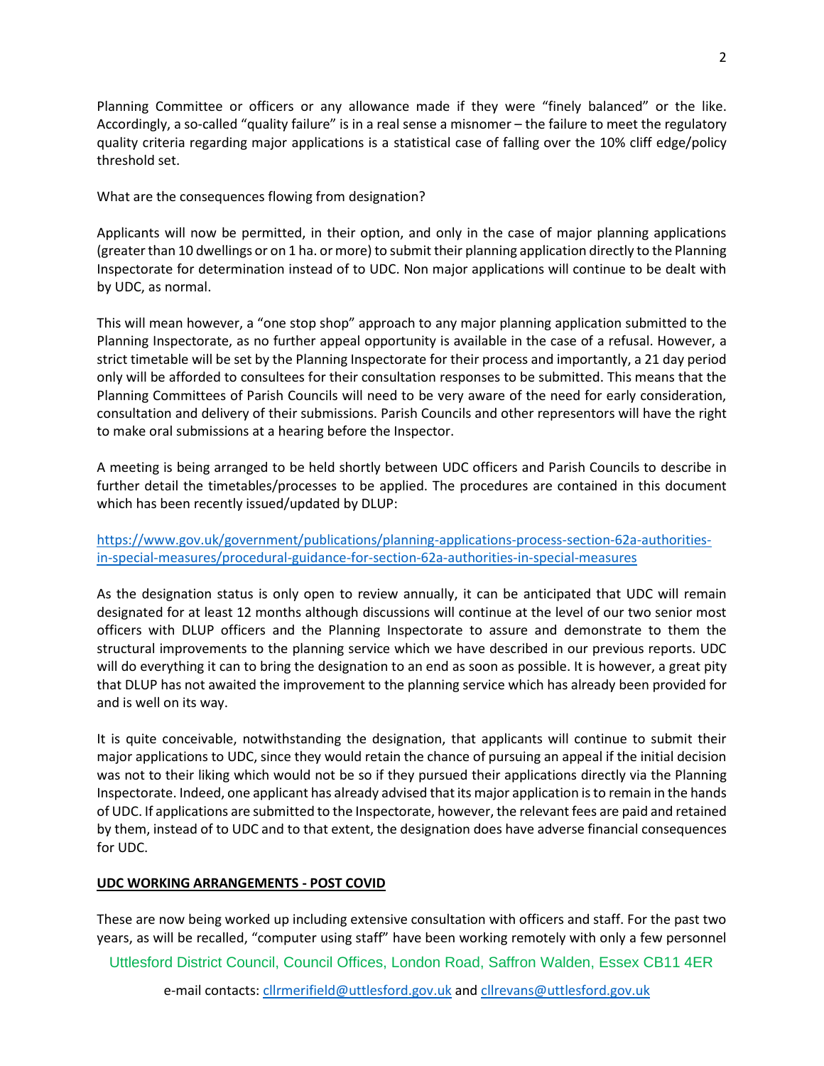Planning Committee or officers or any allowance made if they were "finely balanced" or the like. Accordingly, a so-called "quality failure" is in a real sense a misnomer – the failure to meet the regulatory quality criteria regarding major applications is a statistical case of falling over the 10% cliff edge/policy threshold set.

What are the consequences flowing from designation?

Applicants will now be permitted, in their option, and only in the case of major planning applications (greater than 10 dwellings or on 1 ha. or more) to submit their planning application directly to the Planning Inspectorate for determination instead of to UDC. Non major applications will continue to be dealt with by UDC, as normal.

This will mean however, a "one stop shop" approach to any major planning application submitted to the Planning Inspectorate, as no further appeal opportunity is available in the case of a refusal. However, a strict timetable will be set by the Planning Inspectorate for their process and importantly, a 21 day period only will be afforded to consultees for their consultation responses to be submitted. This means that the Planning Committees of Parish Councils will need to be very aware of the need for early consideration, consultation and delivery of their submissions. Parish Councils and other representors will have the right to make oral submissions at a hearing before the Inspector.

A meeting is being arranged to be held shortly between UDC officers and Parish Councils to describe in further detail the timetables/processes to be applied. The procedures are contained in this document which has been recently issued/updated by DLUP:

[https://www.gov.uk/government/publications/planning-applications-process-section-62a-authorities-in-special-measures/procedural-guidance-for-section-62a-authorities-in-special-measures](https://www.gov.uk/government/publications/planning-applications-process-section-62a-authorities-in-special-measures/procedural-guidance-for-section-62a-authorities-in-special-measures)

As the designation status is only open to review annually, it can be anticipated that UDC will remain designated for at least 12 months although discussions will continue at the level of our two senior most officers with DLUP officers and the Planning Inspectorate to assure and demonstrate to them the structural improvements to the planning service which we have described in our previous reports. UDC will do everything it can to bring the designation to an end as soon as possible. It is however, a great pity that DLUP has not awaited the improvement to the planning service which has already been provided for and is well on its way.

It is quite conceivable, notwithstanding the designation, that applicants will continue to submit their major applications to UDC, since they would retain the chance of pursuing an appeal if the initial decision was not to their liking which would not be so if they pursued their applications directly via the Planning Inspectorate. Indeed, one applicant has already advised that its major application is to remain in the hands of UDC. If applications are submitted to the Inspectorate, however, the relevant fees are paid and retained by them, instead of to UDC and to that extent, the designation does have adverse financial consequences for UDC.

**UDC WORKING ARRANGEMENTS - POST COVID**

These are now being worked up including extensive consultation with officers and staff. For the past two years, as will be recalled, "computer using staff" have been working remotely with only a few personnel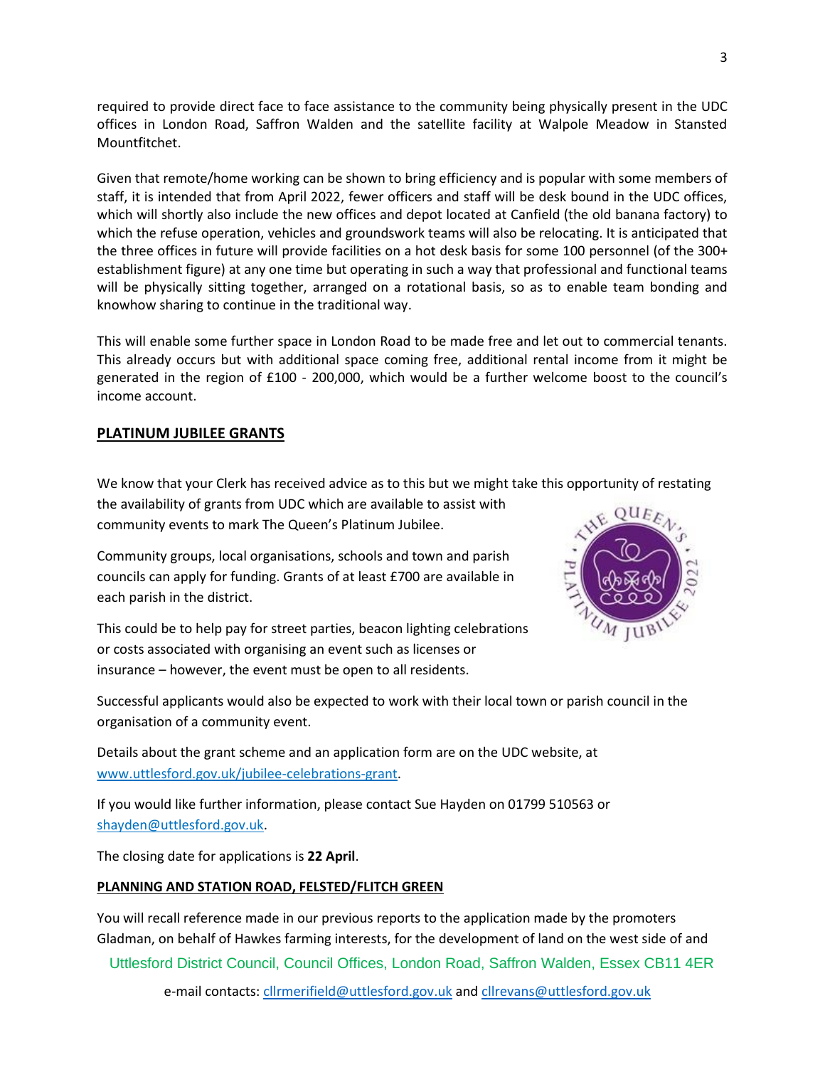required to provide direct face to face assistance to the community being physically present in the UDC offices in London Road, Saffron Walden and the satellite facility at Walpole Meadow in Stansted Mountfitchet.

Given that remote/home working can be shown to bring efficiency and is popular with some members of staff, it is intended that from April 2022, fewer officers and staff will be desk bound in the UDC offices, which will shortly also include the new offices and depot located at Canfield (the old banana factory) to which the refuse operation, vehicles and groundswork teams will also be relocating. It is anticipated that the three offices in future will provide facilities on a hot desk basis for some 100 personnel (of the 300+ establishment figure) at any one time but operating in such a way that professional and functional teams will be physically sitting together, arranged on a rotational basis, so as to enable team bonding and knowhow sharing to continue in the traditional way.

This will enable some further space in London Road to be made free and let out to commercial tenants. This already occurs but with additional space coming free, additional rental income from it might be generated in the region of £100 - 200,000, which would be a further welcome boost to the council's income account.

## PLATINUM JUBILEE GRANTS

We know that your Clerk has received advice as to this but we might take this opportunity of restating the availability of grants from UDC which are available to assist with community events to mark The Queen's Platinum Jubilee.

Community groups, local organisations, schools and town and parish councils can apply for funding. Grants of at least £700 are available in each parish in the district.

This could be to help pay for street parties, beacon lighting celebrations or costs associated with organising an event such as licenses or insurance – however, the event must be open to all residents.

Successful applicants would also be expected to work with their local town or parish council in the organisation of a community event.

Details about the grant scheme and an application form are on the UDC website, at [www.uttlesford.gov.uk/jubilee-celebrations-grant](www.uttlesford.gov.uk/jubilee-celebrations-grant).

If you would like further information, please contact Sue Hayden on 01799 510563 or [shayden@uttlesford.gov.uk](mailto:shayden@uttlesford.gov.uk).

The closing date for applications is **22 April**.

## PLANNING AND STATION ROAD, FELSTED/FLITCH GREEN

You will recall reference made in our previous reports to the application made by the promoters Gladman, on behalf of Hawkes farming interests, for the development of land on the west side of and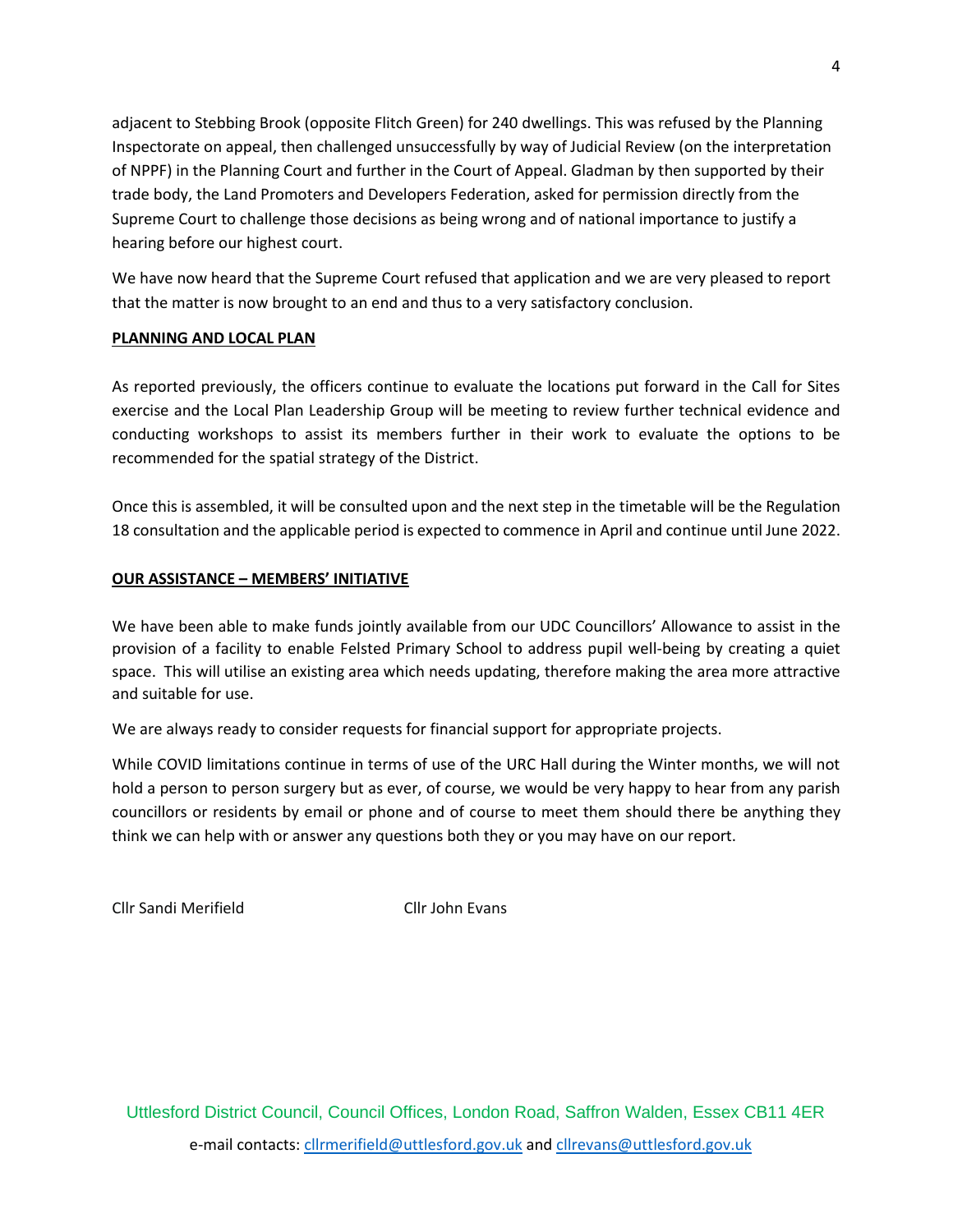adjacent to Stebbing Brook (opposite Flitch Green) for 240 dwellings. This was refused by the Planning Inspectorate on appeal, then challenged unsuccessfully by way of Judicial Review (on the interpretation of NPPF) in the Planning Court and further in the Court of Appeal. Gladman by then supported by their trade body, the Land Promoters and Developers Federation, asked for permission directly from the Supreme Court to challenge those decisions as being wrong and of national importance to justify a hearing before our highest court.

We have now heard that the Supreme Court refused that application and we are very pleased to report that the matter is now brought to an end and thus to a very satisfactory conclusion.

**PLANNING AND LOCAL PLAN**

As reported previously, the officers continue to evaluate the locations put forward in the Call for Sites exercise and the Local Plan Leadership Group will be meeting to review further technical evidence and conducting workshops to assist its members further in their work to evaluate the options to be recommended for the spatial strategy of the District.

Once this is assembled, it will be consulted upon and the next step in the timetable will be the Regulation 18 consultation and the applicable period is expected to commence in April and continue until June 2022.

**OUR ASSISTANCE – MEMBERS' INITIATIVE**

We have been able to make funds jointly available from our UDC Councillors' Allowance to assist in the provision of a facility to enable Felsted Primary School to address pupil well-being by creating a quiet space. This will utilise an existing area which needs updating, therefore making the area more attractive and suitable for use.

We are always ready to consider requests for financial support for appropriate projects.

While COVID limitations continue in terms of use of the URC Hall during the Winter months, we will not hold a person to person surgery but as ever, of course, we would be very happy to hear from any parish councillors or residents by email or phone and of course to meet them should there be anything they think we can help with or answer any questions both they or you may have on our report.

Cllr Sandi Merifield    Cllr John Evans

Uttlesford District Council, Council Offices, London Road, Saffron Walden, Essex CB11 4ER

e-mail contacts: cllrmerifield@uttlesford.gov.uk and cllrevans@uttlesford.gov.uk